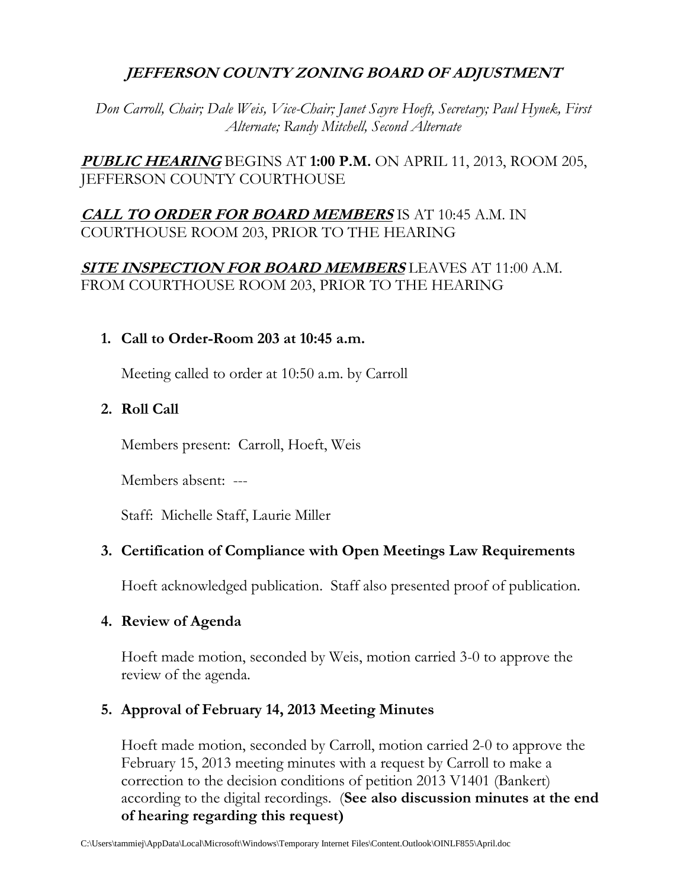# *JEFFERSON COUNTY ZONING BOARD OF ADJUSTMENT*

*Don Carroll, Chair; Dale Weis, Vice-Chair; Janet Sayre Hoeft, Secretary; Paul Hynek, First Alternate; Randy Mitchell, Second Alternate*

***PUBLIC HEARING*** BEGINS AT **1:00 P.M.** ON APRIL 11, 2013, ROOM 205, JEFFERSON COUNTY COURTHOUSE

***CALL TO ORDER FOR BOARD MEMBERS*** IS AT 10:45 A.M. IN COURTHOUSE ROOM 203, PRIOR TO THE HEARING

***SITE INSPECTION FOR BOARD MEMBERS*** LEAVES AT 11:00 A.M. FROM COURTHOUSE ROOM 203, PRIOR TO THE HEARING

1. **Call to Order-Room 203 at 10:45 a.m.**

   Meeting called to order at 10:50 a.m. by Carroll

2. **Roll Call**

   Members present: Carroll, Hoeft, Weis

   Members absent: ---

   Staff: Michelle Staff, Laurie Miller

3. **Certification of Compliance with Open Meetings Law Requirements**

   Hoeft acknowledged publication. Staff also presented proof of publication.

4. **Review of Agenda**

   Hoeft made motion, seconded by Weis, motion carried 3-0 to approve the review of the agenda.

5. **Approval of February 14, 2013 Meeting Minutes**

   Hoeft made motion, seconded by Carroll, motion carried 2-0 to approve the February 15, 2013 meeting minutes with a request by Carroll to make a correction to the decision conditions of petition 2013 V1401 (Bankert) according to the digital recordings. (**See also discussion minutes at the end of hearing regarding this request)**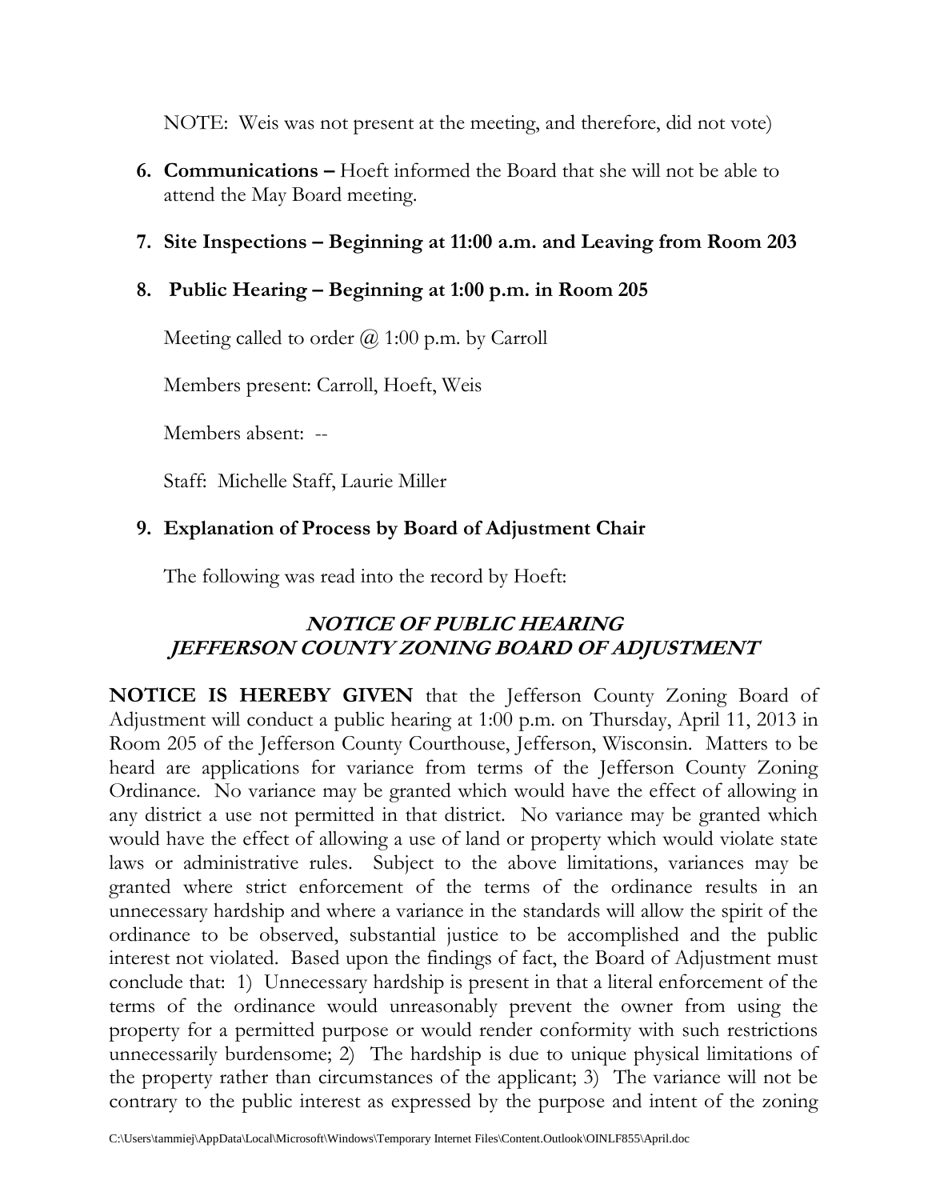NOTE: Weis was not present at the meeting, and therefore, did not vote)

6. **Communications –** Hoeft informed the Board that she will not be able to attend the May Board meeting.

7. **Site Inspections – Beginning at 11:00 a.m. and Leaving from Room 203**

8. **Public Hearing – Beginning at 1:00 p.m. in Room 205**

   Meeting called to order @ 1:00 p.m. by Carroll

   Members present: Carroll, Hoeft, Weis

   Members absent: --

   Staff: Michelle Staff, Laurie Miller

9. **Explanation of Process by Board of Adjustment Chair**

   The following was read into the record by Hoeft:

## *NOTICE OF PUBLIC HEARING*
## *JEFFERSON COUNTY ZONING BOARD OF ADJUSTMENT*

**NOTICE IS HEREBY GIVEN** that the Jefferson County Zoning Board of Adjustment will conduct a public hearing at 1:00 p.m. on Thursday, April 11, 2013 in Room 205 of the Jefferson County Courthouse, Jefferson, Wisconsin. Matters to be heard are applications for variance from terms of the Jefferson County Zoning Ordinance. No variance may be granted which would have the effect of allowing in any district a use not permitted in that district. No variance may be granted which would have the effect of allowing a use of land or property which would violate state laws or administrative rules. Subject to the above limitations, variances may be granted where strict enforcement of the terms of the ordinance results in an unnecessary hardship and where a variance in the standards will allow the spirit of the ordinance to be observed, substantial justice to be accomplished and the public interest not violated. Based upon the findings of fact, the Board of Adjustment must conclude that: 1) Unnecessary hardship is present in that a literal enforcement of the terms of the ordinance would unreasonably prevent the owner from using the property for a permitted purpose or would render conformity with such restrictions unnecessarily burdensome; 2) The hardship is due to unique physical limitations of the property rather than circumstances of the applicant; 3) The variance will not be contrary to the public interest as expressed by the purpose and intent of the zoning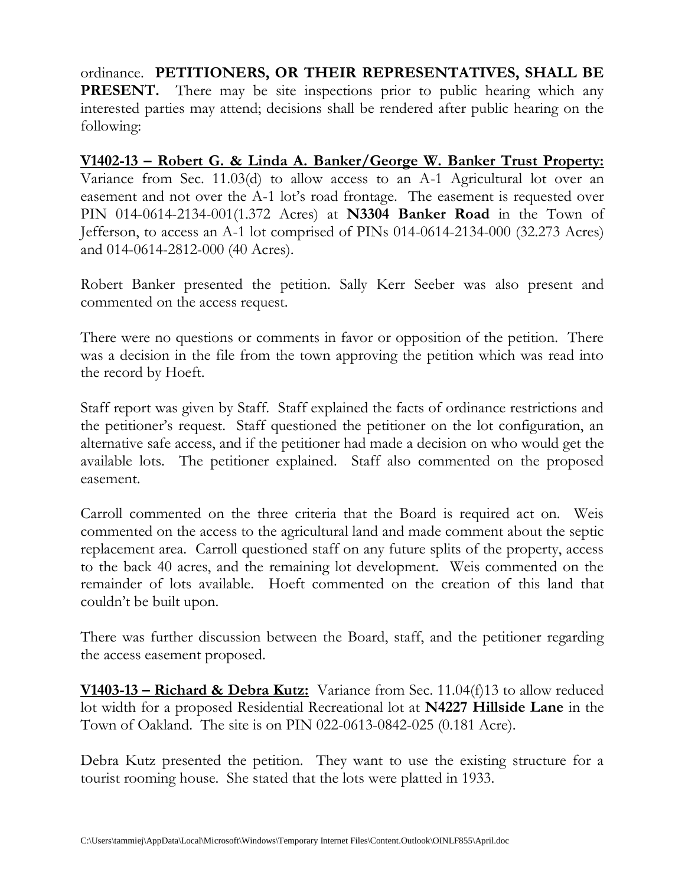ordinance. **PETITIONERS, OR THEIR REPRESENTATIVES, SHALL BE PRESENT.** There may be site inspections prior to public hearing which any interested parties may attend; decisions shall be rendered after public hearing on the following:

**V1402-13 – Robert G. & Linda A. Banker/George W. Banker Trust Property:** Variance from Sec. 11.03(d) to allow access to an A-1 Agricultural lot over an easement and not over the A-1 lot's road frontage. The easement is requested over PIN 014-0614-2134-001(1.372 Acres) at **N3304 Banker Road** in the Town of Jefferson, to access an A-1 lot comprised of PINs 014-0614-2134-000 (32.273 Acres) and 014-0614-2812-000 (40 Acres).

Robert Banker presented the petition. Sally Kerr Seeber was also present and commented on the access request.

There were no questions or comments in favor or opposition of the petition. There was a decision in the file from the town approving the petition which was read into the record by Hoeft.

Staff report was given by Staff. Staff explained the facts of ordinance restrictions and the petitioner's request. Staff questioned the petitioner on the lot configuration, an alternative safe access, and if the petitioner had made a decision on who would get the available lots. The petitioner explained. Staff also commented on the proposed easement.

Carroll commented on the three criteria that the Board is required act on. Weis commented on the access to the agricultural land and made comment about the septic replacement area. Carroll questioned staff on any future splits of the property, access to the back 40 acres, and the remaining lot development. Weis commented on the remainder of lots available. Hoeft commented on the creation of this land that couldn't be built upon.

There was further discussion between the Board, staff, and the petitioner regarding the access easement proposed.

**V1403-13 – Richard & Debra Kutz:** Variance from Sec. 11.04(f)13 to allow reduced lot width for a proposed Residential Recreational lot at **N4227 Hillside Lane** in the Town of Oakland. The site is on PIN 022-0613-0842-025 (0.181 Acre).

Debra Kutz presented the petition. They want to use the existing structure for a tourist rooming house. She stated that the lots were platted in 1933.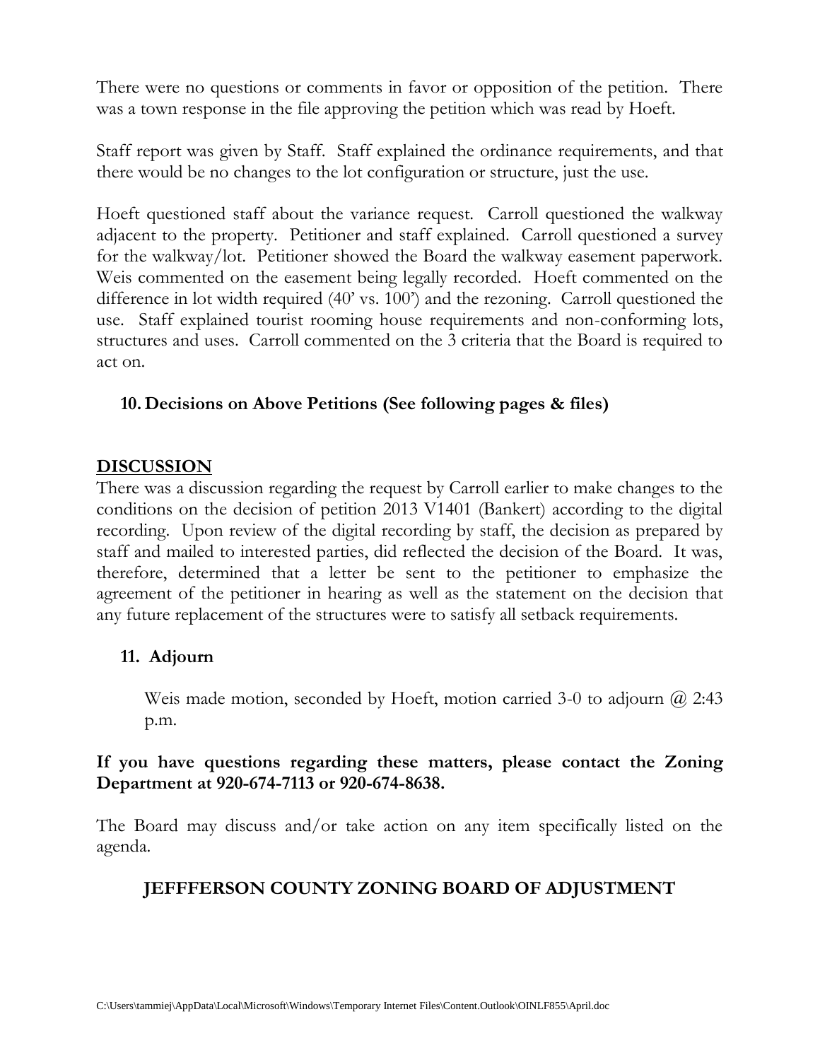There were no questions or comments in favor or opposition of the petition. There was a town response in the file approving the petition which was read by Hoeft.

Staff report was given by Staff. Staff explained the ordinance requirements, and that there would be no changes to the lot configuration or structure, just the use.

Hoeft questioned staff about the variance request. Carroll questioned the walkway adjacent to the property. Petitioner and staff explained. Carroll questioned a survey for the walkway/lot. Petitioner showed the Board the walkway easement paperwork. Weis commented on the easement being legally recorded. Hoeft commented on the difference in lot width required (40' vs. 100') and the rezoning. Carroll questioned the use. Staff explained tourist rooming house requirements and non-conforming lots, structures and uses. Carroll commented on the 3 criteria that the Board is required to act on.

**10. Decisions on Above Petitions (See following pages & files)**

## DISCUSSION

There was a discussion regarding the request by Carroll earlier to make changes to the conditions on the decision of petition 2013 V1401 (Bankert) according to the digital recording. Upon review of the digital recording by staff, the decision as prepared by staff and mailed to interested parties, did reflected the decision of the Board. It was, therefore, determined that a letter be sent to the petitioner to emphasize the agreement of the petitioner in hearing as well as the statement on the decision that any future replacement of the structures were to satisfy all setback requirements.

**11. Adjourn**

Weis made motion, seconded by Hoeft, motion carried 3-0 to adjourn @ 2:43 p.m.

**If you have questions regarding these matters, please contact the Zoning Department at 920-674-7113 or 920-674-8638.**

The Board may discuss and/or take action on any item specifically listed on the agenda.

**JEFFFERSON COUNTY ZONING BOARD OF ADJUSTMENT**

C:\Users\tammiej\AppData\Local\Microsoft\Windows\Temporary Internet Files\Content.Outlook\OINLF855\April.doc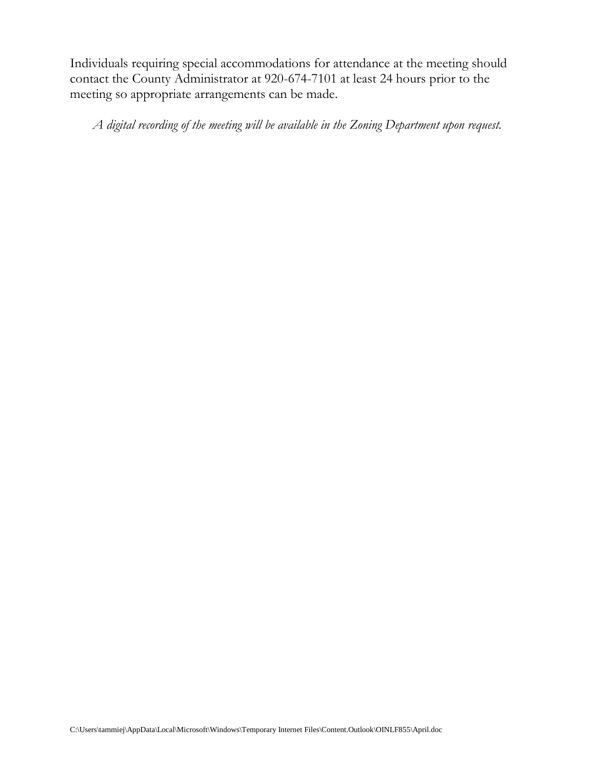Individuals requiring special accommodations for attendance at the meeting should contact the County Administrator at 920-674-7101 at least 24 hours prior to the meeting so appropriate arrangements can be made.

*A digital recording of the meeting will be available in the Zoning Department upon request.*

C:\Users\tammiej\AppData\Local\Microsoft\Windows\Temporary Internet Files\Content.Outlook\OINLF855\April.doc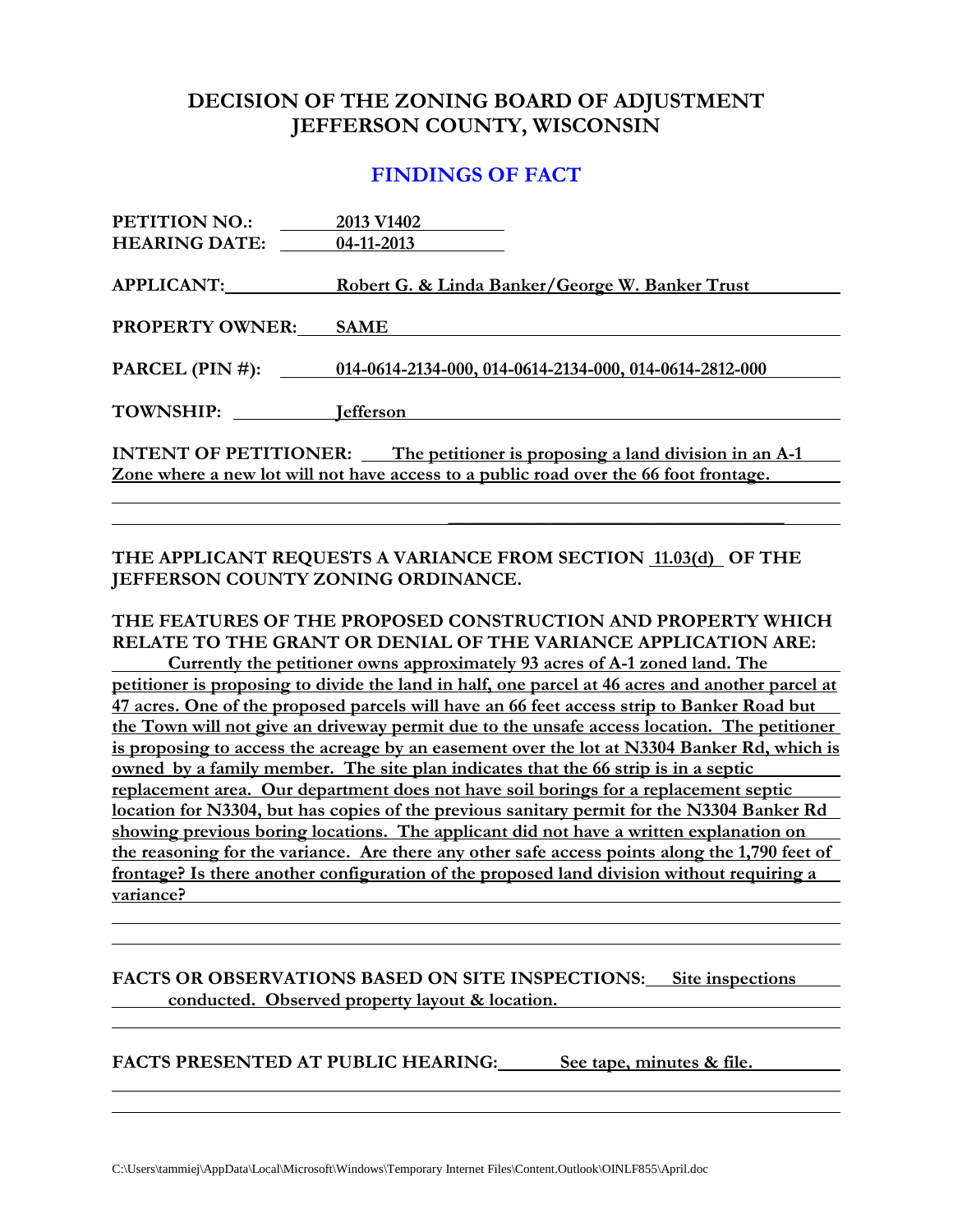# DECISION OF THE ZONING BOARD OF ADJUSTMENT
# JEFFERSON COUNTY, WISCONSIN

## FINDINGS OF FACT

**PETITION NO.:** 2013 V1402
**HEARING DATE:** 04-11-2013

**APPLICANT:** Robert G. & Linda Banker/George W. Banker Trust

**PROPERTY OWNER:** SAME

**PARCEL (PIN #):** 014-0614-2134-000, 014-0614-2134-000, 014-0614-2812-000

**TOWNSHIP:** Jefferson

**INTENT OF PETITIONER:** The petitioner is proposing a land division in an A-1 Zone where a new lot will not have access to a public road over the 66 foot frontage.

**THE APPLICANT REQUESTS A VARIANCE FROM SECTION 11.03(d) OF THE JEFFERSON COUNTY ZONING ORDINANCE.**

**THE FEATURES OF THE PROPOSED CONSTRUCTION AND PROPERTY WHICH RELATE TO THE GRANT OR DENIAL OF THE VARIANCE APPLICATION ARE:** Currently the petitioner owns approximately 93 acres of A-1 zoned land. The petitioner is proposing to divide the land in half, one parcel at 46 acres and another parcel at 47 acres. One of the proposed parcels will have an 66 feet access strip to Banker Road but the Town will not give an driveway permit due to the unsafe access location. The petitioner is proposing to access the acreage by an easement over the lot at N3304 Banker Rd, which is owned by a family member. The site plan indicates that the 66 strip is in a septic replacement area. Our department does not have soil borings for a replacement septic location for N3304, but has copies of the previous sanitary permit for the N3304 Banker Rd showing previous boring locations. The applicant did not have a written explanation on the reasoning for the variance. Are there any other safe access points along the 1,790 feet of frontage? Is there another configuration of the proposed land division without requiring a variance?

**FACTS OR OBSERVATIONS BASED ON SITE INSPECTIONS:** Site inspections conducted. Observed property layout & location.

**FACTS PRESENTED AT PUBLIC HEARING:** See tape, minutes & file.

C:\Users\tammiej\AppData\Local\Microsoft\Windows\Temporary Internet Files\Content.Outlook\OINLF855\April.doc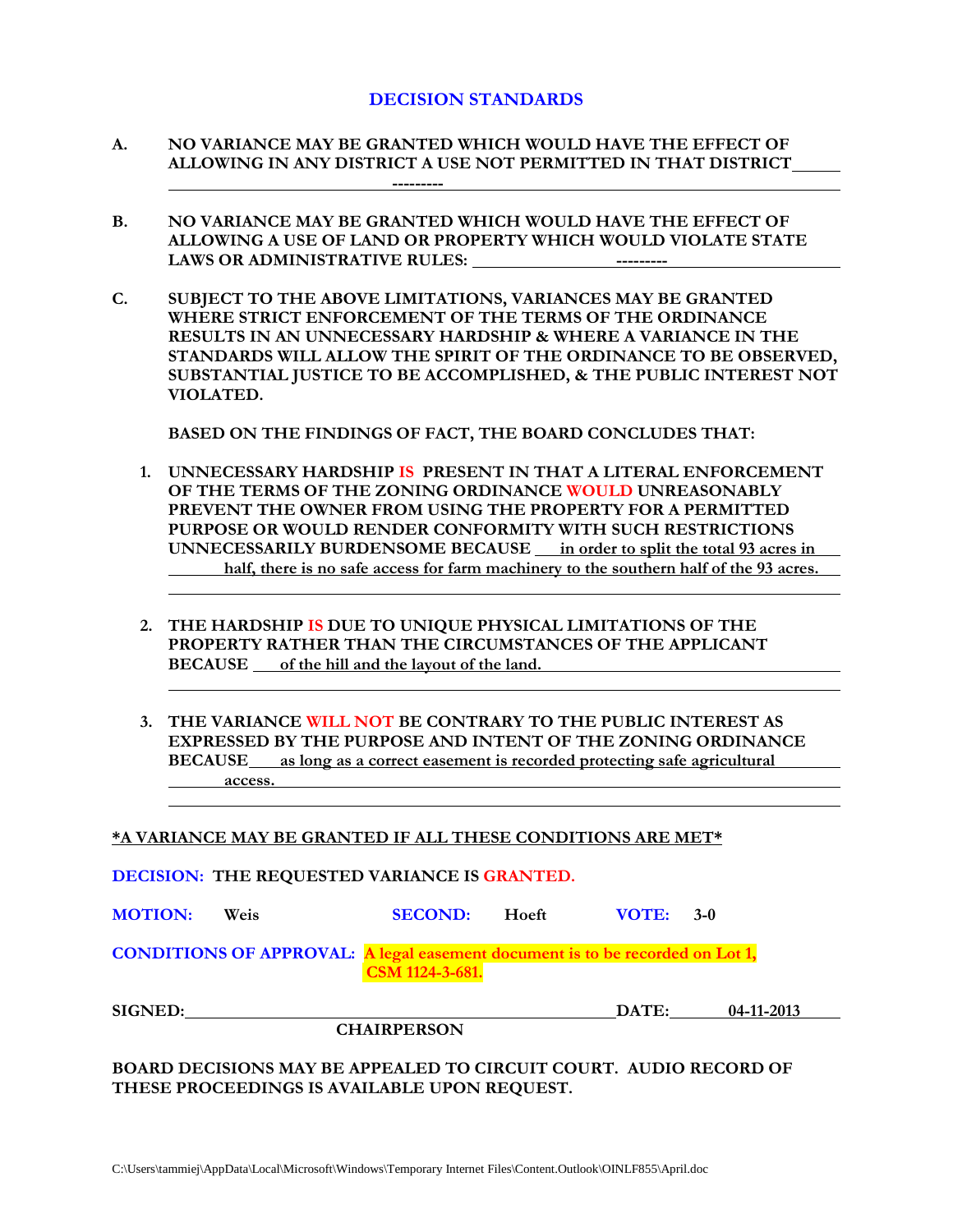## DECISION STANDARDS

**A. NO VARIANCE MAY BE GRANTED WHICH WOULD HAVE THE EFFECT OF ALLOWING IN ANY DISTRICT A USE NOT PERMITTED IN THAT DISTRICT** ---------

**B. NO VARIANCE MAY BE GRANTED WHICH WOULD HAVE THE EFFECT OF ALLOWING A USE OF LAND OR PROPERTY WHICH WOULD VIOLATE STATE LAWS OR ADMINISTRATIVE RULES:** ---------

**C. SUBJECT TO THE ABOVE LIMITATIONS, VARIANCES MAY BE GRANTED WHERE STRICT ENFORCEMENT OF THE TERMS OF THE ORDINANCE RESULTS IN AN UNNECESSARY HARDSHIP & WHERE A VARIANCE IN THE STANDARDS WILL ALLOW THE SPIRIT OF THE ORDINANCE TO BE OBSERVED, SUBSTANTIAL JUSTICE TO BE ACCOMPLISHED, & THE PUBLIC INTEREST NOT VIOLATED.**

**BASED ON THE FINDINGS OF FACT, THE BOARD CONCLUDES THAT:**

1. **UNNECESSARY HARDSHIP IS PRESENT IN THAT A LITERAL ENFORCEMENT OF THE TERMS OF THE ZONING ORDINANCE WOULD UNREASONABLY PREVENT THE OWNER FROM USING THE PROPERTY FOR A PERMITTED PURPOSE OR WOULD RENDER CONFORMITY WITH SUCH RESTRICTIONS UNNECESSARILY BURDENSOME BECAUSE** in order to split the total 93 acres in half, there is no safe access for farm machinery to the southern half of the 93 acres.

2. **THE HARDSHIP IS DUE TO UNIQUE PHYSICAL LIMITATIONS OF THE PROPERTY RATHER THAN THE CIRCUMSTANCES OF THE APPLICANT BECAUSE** of the hill and the layout of the land.

3. **THE VARIANCE WILL NOT BE CONTRARY TO THE PUBLIC INTEREST AS EXPRESSED BY THE PURPOSE AND INTENT OF THE ZONING ORDINANCE BECAUSE** as long as a correct easement is recorded protecting safe agricultural access.

***A VARIANCE MAY BE GRANTED IF ALL THESE CONDITIONS ARE MET***

**DECISION: THE REQUESTED VARIANCE IS GRANTED.**

**MOTION:** Weis **SECOND:** Hoeft **VOTE:** 3-0

**CONDITIONS OF APPROVAL:** **A legal easement document is to be recorded on Lot 1, CSM 1124-3-681.**

**SIGNED:** ______________________ **DATE:** 04-11-2013

**CHAIRPERSON**

**BOARD DECISIONS MAY BE APPEALED TO CIRCUIT COURT. AUDIO RECORD OF THESE PROCEEDINGS IS AVAILABLE UPON REQUEST.**

C:\Users\tammiej\AppData\Local\Microsoft\Windows\Temporary Internet Files\Content.Outlook\OINLF855\April.doc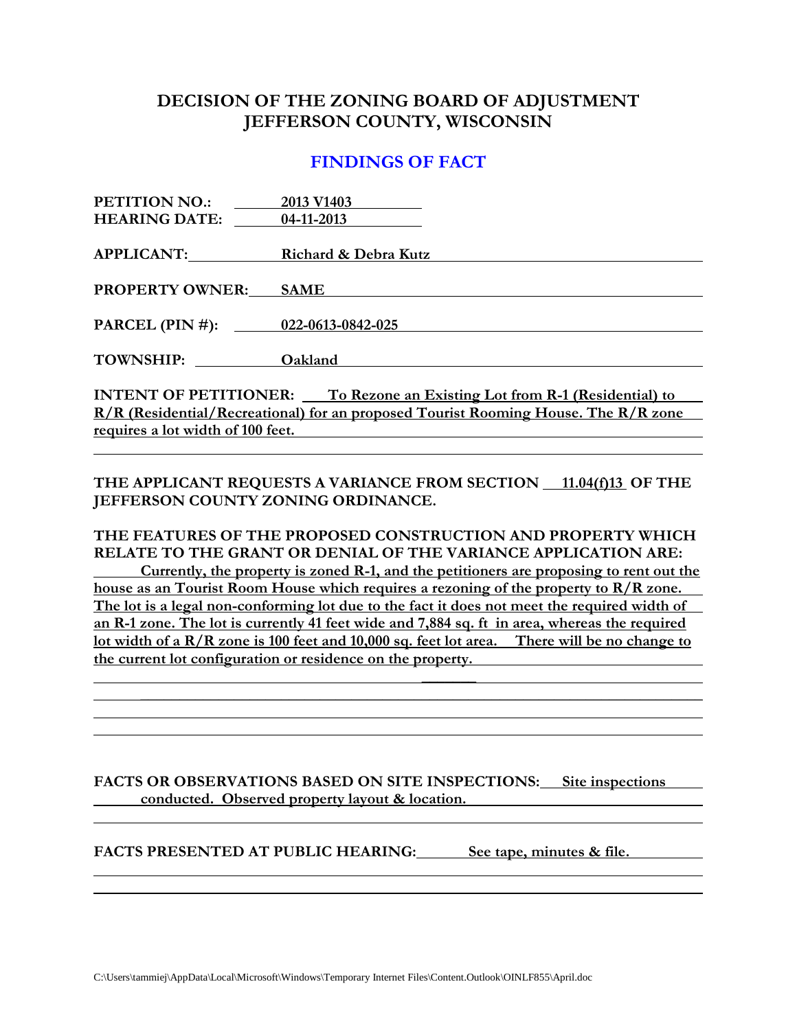# DECISION OF THE ZONING BOARD OF ADJUSTMENT
# JEFFERSON COUNTY, WISCONSIN

## FINDINGS OF FACT

**PETITION NO.:** 2013 V1403
**HEARING DATE:** 04-11-2013

**APPLICANT:** Richard & Debra Kutz

**PROPERTY OWNER:** SAME

**PARCEL (PIN #):** 022-0613-0842-025

**TOWNSHIP:** Oakland

**INTENT OF PETITIONER:** To Rezone an Existing Lot from R-1 (Residential) to R/R (Residential/Recreational) for an proposed Tourist Rooming House. The R/R zone requires a lot width of 100 feet.

**THE APPLICANT REQUESTS A VARIANCE FROM SECTION 11.04(f)13 OF THE JEFFERSON COUNTY ZONING ORDINANCE.**

**THE FEATURES OF THE PROPOSED CONSTRUCTION AND PROPERTY WHICH RELATE TO THE GRANT OR DENIAL OF THE VARIANCE APPLICATION ARE:**

Currently, the property is zoned R-1, and the petitioners are proposing to rent out the house as an Tourist Room House which requires a rezoning of the property to R/R zone. The lot is a legal non-conforming lot due to the fact it does not meet the required width of an R-1 zone. The lot is currently 41 feet wide and 7,884 sq. ft in area, whereas the required lot width of a R/R zone is 100 feet and 10,000 sq. feet lot area. There will be no change to the current lot configuration or residence on the property.

**FACTS OR OBSERVATIONS BASED ON SITE INSPECTIONS:** Site inspections conducted. Observed property layout & location.

**FACTS PRESENTED AT PUBLIC HEARING:** See tape, minutes & file.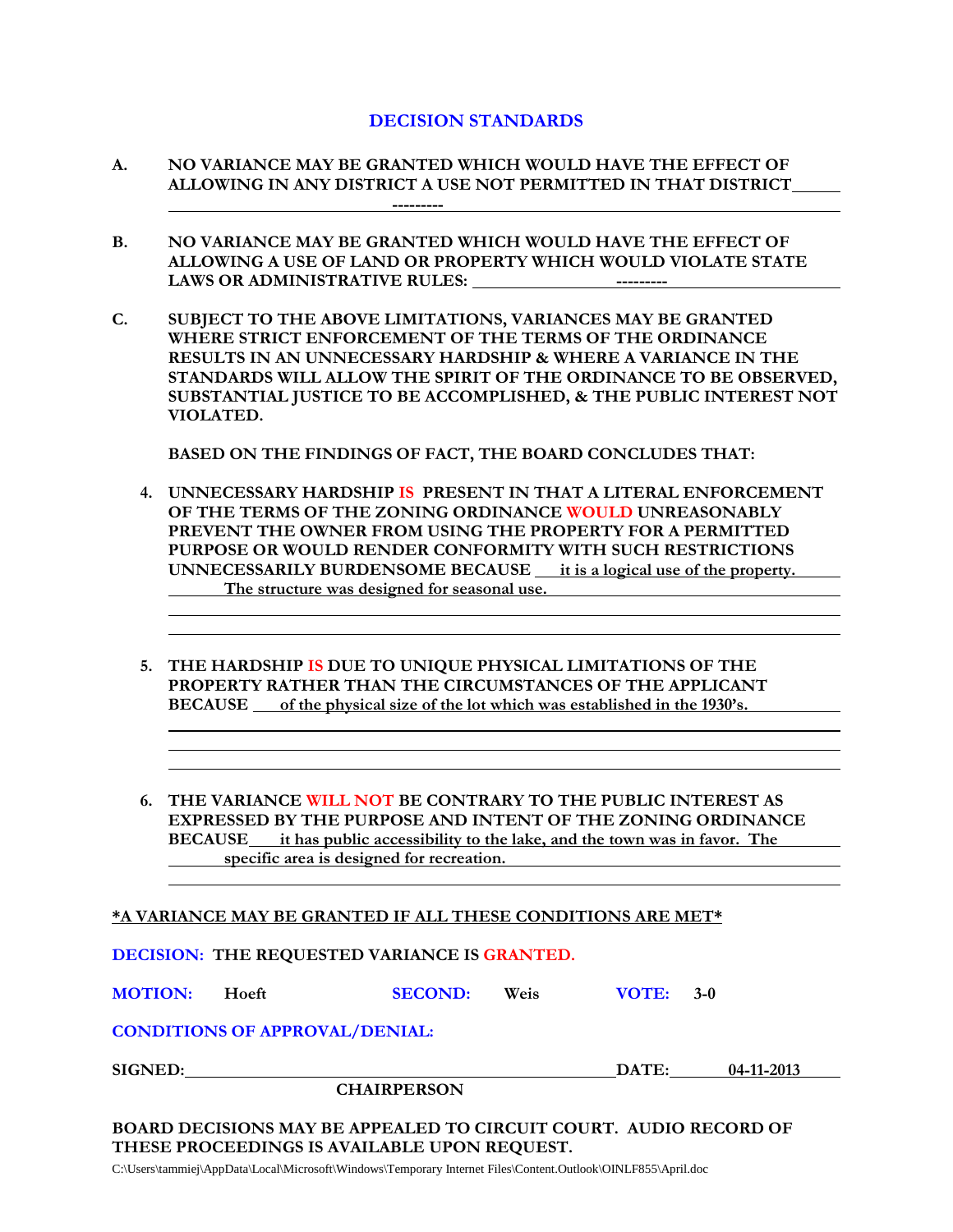## DECISION STANDARDS

**A. NO VARIANCE MAY BE GRANTED WHICH WOULD HAVE THE EFFECT OF ALLOWING IN ANY DISTRICT A USE NOT PERMITTED IN THAT DISTRICT** ---------

**B. NO VARIANCE MAY BE GRANTED WHICH WOULD HAVE THE EFFECT OF ALLOWING A USE OF LAND OR PROPERTY WHICH WOULD VIOLATE STATE LAWS OR ADMINISTRATIVE RULES:** ---------

**C. SUBJECT TO THE ABOVE LIMITATIONS, VARIANCES MAY BE GRANTED WHERE STRICT ENFORCEMENT OF THE TERMS OF THE ORDINANCE RESULTS IN AN UNNECESSARY HARDSHIP & WHERE A VARIANCE IN THE STANDARDS WILL ALLOW THE SPIRIT OF THE ORDINANCE TO BE OBSERVED, SUBSTANTIAL JUSTICE TO BE ACCOMPLISHED, & THE PUBLIC INTEREST NOT VIOLATED.**

**BASED ON THE FINDINGS OF FACT, THE BOARD CONCLUDES THAT:**

4. **UNNECESSARY HARDSHIP IS PRESENT IN THAT A LITERAL ENFORCEMENT OF THE TERMS OF THE ZONING ORDINANCE WOULD UNREASONABLY PREVENT THE OWNER FROM USING THE PROPERTY FOR A PERMITTED PURPOSE OR WOULD RENDER CONFORMITY WITH SUCH RESTRICTIONS UNNECESSARILY BURDENSOME BECAUSE** it is a logical use of the property. The structure was designed for seasonal use.

5. **THE HARDSHIP IS DUE TO UNIQUE PHYSICAL LIMITATIONS OF THE PROPERTY RATHER THAN THE CIRCUMSTANCES OF THE APPLICANT BECAUSE** of the physical size of the lot which was established in the 1930's.

6. **THE VARIANCE WILL NOT BE CONTRARY TO THE PUBLIC INTEREST AS EXPRESSED BY THE PURPOSE AND INTENT OF THE ZONING ORDINANCE BECAUSE** it has public accessibility to the lake, and the town was in favor. The specific area is designed for recreation.

***A VARIANCE MAY BE GRANTED IF ALL THESE CONDITIONS ARE MET***

**DECISION: THE REQUESTED VARIANCE IS GRANTED.**

**MOTION:** Hoeft **SECOND:** Weis **VOTE:** 3-0

**CONDITIONS OF APPROVAL/DENIAL:**

**SIGNED:** ______________________ **DATE:** 04-11-2013

**CHAIRPERSON**

**BOARD DECISIONS MAY BE APPEALED TO CIRCUIT COURT. AUDIO RECORD OF THESE PROCEEDINGS IS AVAILABLE UPON REQUEST.**

C:\Users\tammiej\AppData\Local\Microsoft\Windows\Temporary Internet Files\Content.Outlook\OINLF855\April.doc